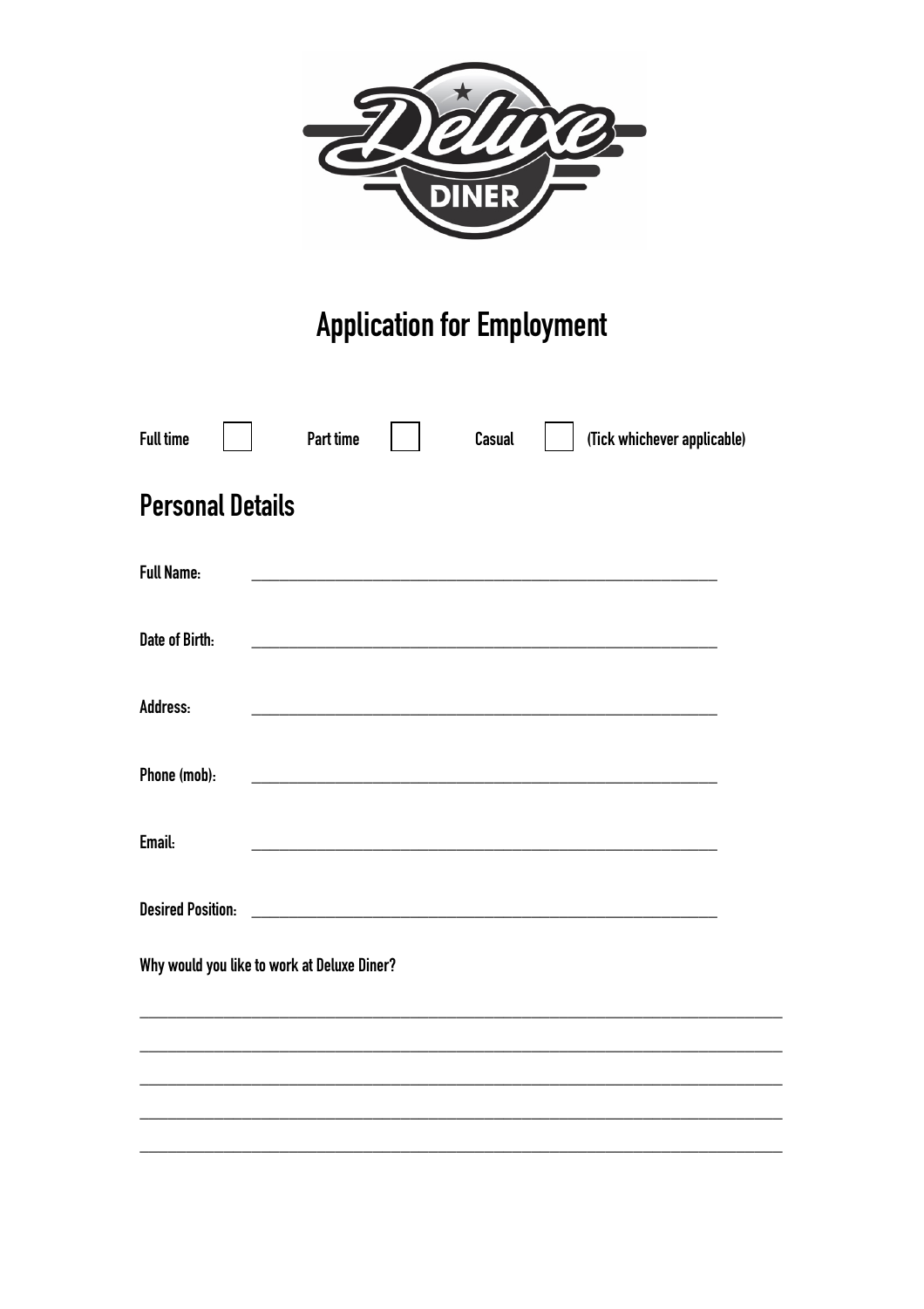# Application for Employment

Full time ☐ Part time ☐ Casual ☐ (Tick whichever applicable)

## Personal Details

**Full Name:** ______________________________________________________________

**Date of Birth:** ______________________________________________________________

**Address:** ______________________________________________________________

**Phone (mob):** ______________________________________________________________

**Email:** ______________________________________________________________

**Desired Position:** ______________________________________________________________

**Why would you like to work at Deluxe Diner?**

______________________________________________________________________________

______________________________________________________________________________

______________________________________________________________________________

______________________________________________________________________________

______________________________________________________________________________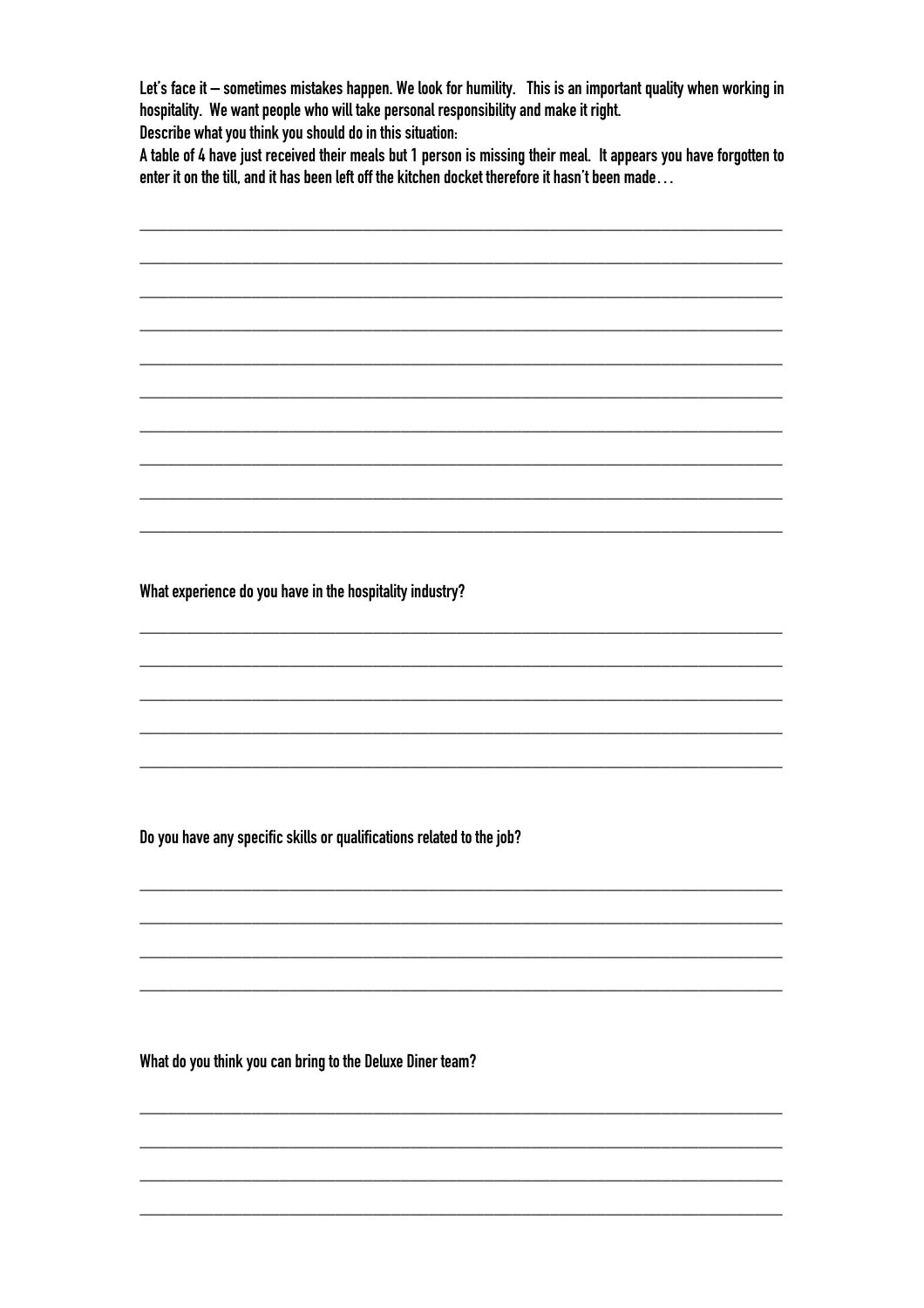**Let's face it – sometimes mistakes happen. We look for humility. This is an important quality when working in hospitality. We want people who will take personal responsibility and make it right.**

**Describe what you think you should do in this situation:**

**A table of 4 have just received their meals but 1 person is missing their meal. It appears you have forgotten to enter it on the till, and it has been left off the kitchen docket therefore it hasn't been made…**

\_\_\_\_\_\_\_\_\_\_\_\_\_\_\_\_\_\_\_\_\_\_\_\_\_\_\_\_\_\_\_\_\_\_\_\_\_\_\_\_\_\_\_\_\_\_\_\_\_\_\_\_\_\_\_\_\_\_\_\_\_\_\_\_\_\_\_\_\_\_\_\_\_\_\_\_\_\_

\_\_\_\_\_\_\_\_\_\_\_\_\_\_\_\_\_\_\_\_\_\_\_\_\_\_\_\_\_\_\_\_\_\_\_\_\_\_\_\_\_\_\_\_\_\_\_\_\_\_\_\_\_\_\_\_\_\_\_\_\_\_\_\_\_\_\_\_\_\_\_\_\_\_\_\_\_\_

\_\_\_\_\_\_\_\_\_\_\_\_\_\_\_\_\_\_\_\_\_\_\_\_\_\_\_\_\_\_\_\_\_\_\_\_\_\_\_\_\_\_\_\_\_\_\_\_\_\_\_\_\_\_\_\_\_\_\_\_\_\_\_\_\_\_\_\_\_\_\_\_\_\_\_\_\_\_

\_\_\_\_\_\_\_\_\_\_\_\_\_\_\_\_\_\_\_\_\_\_\_\_\_\_\_\_\_\_\_\_\_\_\_\_\_\_\_\_\_\_\_\_\_\_\_\_\_\_\_\_\_\_\_\_\_\_\_\_\_\_\_\_\_\_\_\_\_\_\_\_\_\_\_\_\_\_

\_\_\_\_\_\_\_\_\_\_\_\_\_\_\_\_\_\_\_\_\_\_\_\_\_\_\_\_\_\_\_\_\_\_\_\_\_\_\_\_\_\_\_\_\_\_\_\_\_\_\_\_\_\_\_\_\_\_\_\_\_\_\_\_\_\_\_\_\_\_\_\_\_\_\_\_\_\_

\_\_\_\_\_\_\_\_\_\_\_\_\_\_\_\_\_\_\_\_\_\_\_\_\_\_\_\_\_\_\_\_\_\_\_\_\_\_\_\_\_\_\_\_\_\_\_\_\_\_\_\_\_\_\_\_\_\_\_\_\_\_\_\_\_\_\_\_\_\_\_\_\_\_\_\_\_\_

\_\_\_\_\_\_\_\_\_\_\_\_\_\_\_\_\_\_\_\_\_\_\_\_\_\_\_\_\_\_\_\_\_\_\_\_\_\_\_\_\_\_\_\_\_\_\_\_\_\_\_\_\_\_\_\_\_\_\_\_\_\_\_\_\_\_\_\_\_\_\_\_\_\_\_\_\_\_

\_\_\_\_\_\_\_\_\_\_\_\_\_\_\_\_\_\_\_\_\_\_\_\_\_\_\_\_\_\_\_\_\_\_\_\_\_\_\_\_\_\_\_\_\_\_\_\_\_\_\_\_\_\_\_\_\_\_\_\_\_\_\_\_\_\_\_\_\_\_\_\_\_\_\_\_\_\_

\_\_\_\_\_\_\_\_\_\_\_\_\_\_\_\_\_\_\_\_\_\_\_\_\_\_\_\_\_\_\_\_\_\_\_\_\_\_\_\_\_\_\_\_\_\_\_\_\_\_\_\_\_\_\_\_\_\_\_\_\_\_\_\_\_\_\_\_\_\_\_\_\_\_\_\_\_\_

\_\_\_\_\_\_\_\_\_\_\_\_\_\_\_\_\_\_\_\_\_\_\_\_\_\_\_\_\_\_\_\_\_\_\_\_\_\_\_\_\_\_\_\_\_\_\_\_\_\_\_\_\_\_\_\_\_\_\_\_\_\_\_\_\_\_\_\_\_\_\_\_\_\_\_\_\_\_

**What experience do you have in the hospitality industry?**

\_\_\_\_\_\_\_\_\_\_\_\_\_\_\_\_\_\_\_\_\_\_\_\_\_\_\_\_\_\_\_\_\_\_\_\_\_\_\_\_\_\_\_\_\_\_\_\_\_\_\_\_\_\_\_\_\_\_\_\_\_\_\_\_\_\_\_\_\_\_\_\_\_\_\_\_\_\_

\_\_\_\_\_\_\_\_\_\_\_\_\_\_\_\_\_\_\_\_\_\_\_\_\_\_\_\_\_\_\_\_\_\_\_\_\_\_\_\_\_\_\_\_\_\_\_\_\_\_\_\_\_\_\_\_\_\_\_\_\_\_\_\_\_\_\_\_\_\_\_\_\_\_\_\_\_\_

\_\_\_\_\_\_\_\_\_\_\_\_\_\_\_\_\_\_\_\_\_\_\_\_\_\_\_\_\_\_\_\_\_\_\_\_\_\_\_\_\_\_\_\_\_\_\_\_\_\_\_\_\_\_\_\_\_\_\_\_\_\_\_\_\_\_\_\_\_\_\_\_\_\_\_\_\_\_

\_\_\_\_\_\_\_\_\_\_\_\_\_\_\_\_\_\_\_\_\_\_\_\_\_\_\_\_\_\_\_\_\_\_\_\_\_\_\_\_\_\_\_\_\_\_\_\_\_\_\_\_\_\_\_\_\_\_\_\_\_\_\_\_\_\_\_\_\_\_\_\_\_\_\_\_\_\_

\_\_\_\_\_\_\_\_\_\_\_\_\_\_\_\_\_\_\_\_\_\_\_\_\_\_\_\_\_\_\_\_\_\_\_\_\_\_\_\_\_\_\_\_\_\_\_\_\_\_\_\_\_\_\_\_\_\_\_\_\_\_\_\_\_\_\_\_\_\_\_\_\_\_\_\_\_\_

**Do you have any specific skills or qualifications related to the job?**

\_\_\_\_\_\_\_\_\_\_\_\_\_\_\_\_\_\_\_\_\_\_\_\_\_\_\_\_\_\_\_\_\_\_\_\_\_\_\_\_\_\_\_\_\_\_\_\_\_\_\_\_\_\_\_\_\_\_\_\_\_\_\_\_\_\_\_\_\_\_\_\_\_\_\_\_\_\_

\_\_\_\_\_\_\_\_\_\_\_\_\_\_\_\_\_\_\_\_\_\_\_\_\_\_\_\_\_\_\_\_\_\_\_\_\_\_\_\_\_\_\_\_\_\_\_\_\_\_\_\_\_\_\_\_\_\_\_\_\_\_\_\_\_\_\_\_\_\_\_\_\_\_\_\_\_\_

\_\_\_\_\_\_\_\_\_\_\_\_\_\_\_\_\_\_\_\_\_\_\_\_\_\_\_\_\_\_\_\_\_\_\_\_\_\_\_\_\_\_\_\_\_\_\_\_\_\_\_\_\_\_\_\_\_\_\_\_\_\_\_\_\_\_\_\_\_\_\_\_\_\_\_\_\_\_

\_\_\_\_\_\_\_\_\_\_\_\_\_\_\_\_\_\_\_\_\_\_\_\_\_\_\_\_\_\_\_\_\_\_\_\_\_\_\_\_\_\_\_\_\_\_\_\_\_\_\_\_\_\_\_\_\_\_\_\_\_\_\_\_\_\_\_\_\_\_\_\_\_\_\_\_\_\_

**What do you think you can bring to the Deluxe Diner team?**

\_\_\_\_\_\_\_\_\_\_\_\_\_\_\_\_\_\_\_\_\_\_\_\_\_\_\_\_\_\_\_\_\_\_\_\_\_\_\_\_\_\_\_\_\_\_\_\_\_\_\_\_\_\_\_\_\_\_\_\_\_\_\_\_\_\_\_\_\_\_\_\_\_\_\_\_\_\_

\_\_\_\_\_\_\_\_\_\_\_\_\_\_\_\_\_\_\_\_\_\_\_\_\_\_\_\_\_\_\_\_\_\_\_\_\_\_\_\_\_\_\_\_\_\_\_\_\_\_\_\_\_\_\_\_\_\_\_\_\_\_\_\_\_\_\_\_\_\_\_\_\_\_\_\_\_\_

\_\_\_\_\_\_\_\_\_\_\_\_\_\_\_\_\_\_\_\_\_\_\_\_\_\_\_\_\_\_\_\_\_\_\_\_\_\_\_\_\_\_\_\_\_\_\_\_\_\_\_\_\_\_\_\_\_\_\_\_\_\_\_\_\_\_\_\_\_\_\_\_\_\_\_\_\_\_

\_\_\_\_\_\_\_\_\_\_\_\_\_\_\_\_\_\_\_\_\_\_\_\_\_\_\_\_\_\_\_\_\_\_\_\_\_\_\_\_\_\_\_\_\_\_\_\_\_\_\_\_\_\_\_\_\_\_\_\_\_\_\_\_\_\_\_\_\_\_\_\_\_\_\_\_\_\_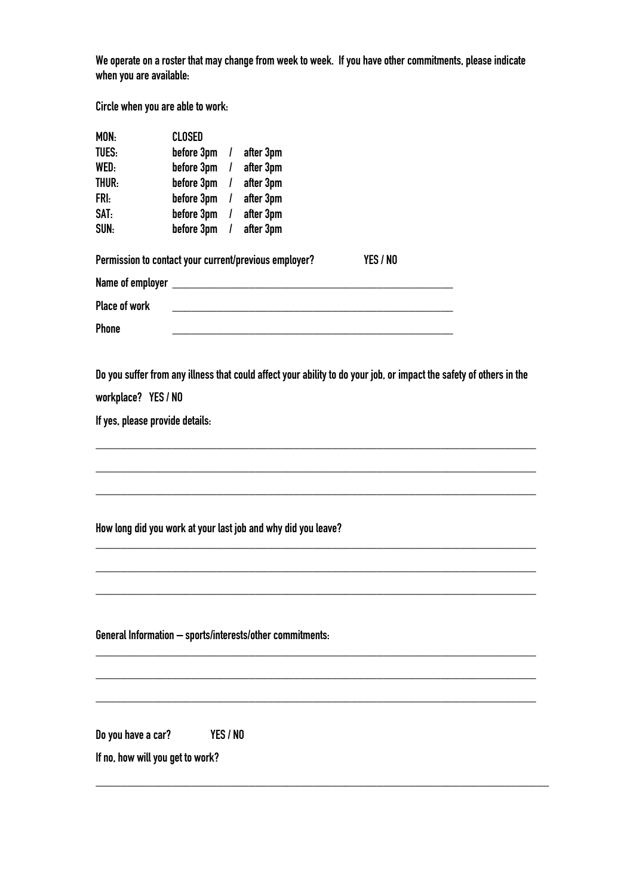**We operate on a roster that may change from week to week. If you have other commitments, please indicate when you are available:**

**Circle when you are able to work:**

| | | | |
|---|---|---|---|
| **MON:** | **CLOSED** | | |
| **TUES:** | **before 3pm** | **/** | **after 3pm** |
| **WED:** | **before 3pm** | **/** | **after 3pm** |
| **THUR:** | **before 3pm** | **/** | **after 3pm** |
| **FRI:** | **before 3pm** | **/** | **after 3pm** |
| **SAT:** | **before 3pm** | **/** | **after 3pm** |
| **SUN:** | **before 3pm** | **/** | **after 3pm** |

**Permission to contact your current/previous employer?** **YES / NO**

**Name of employer** ______________________________________________

**Place of work** ______________________________________________

**Phone** ______________________________________________

**Do you suffer from any illness that could affect your ability to do your job, or impact the safety of others in the workplace? YES / NO**

**If yes, please provide details:**

______________________________________________________________________

______________________________________________________________________

______________________________________________________________________

**How long did you work at your last job and why did you leave?**

______________________________________________________________________

______________________________________________________________________

______________________________________________________________________

**General Information – sports/interests/other commitments:**

______________________________________________________________________

______________________________________________________________________

______________________________________________________________________

**Do you have a car?** **YES / NO**

**If no, how will you get to work?**

______________________________________________________________________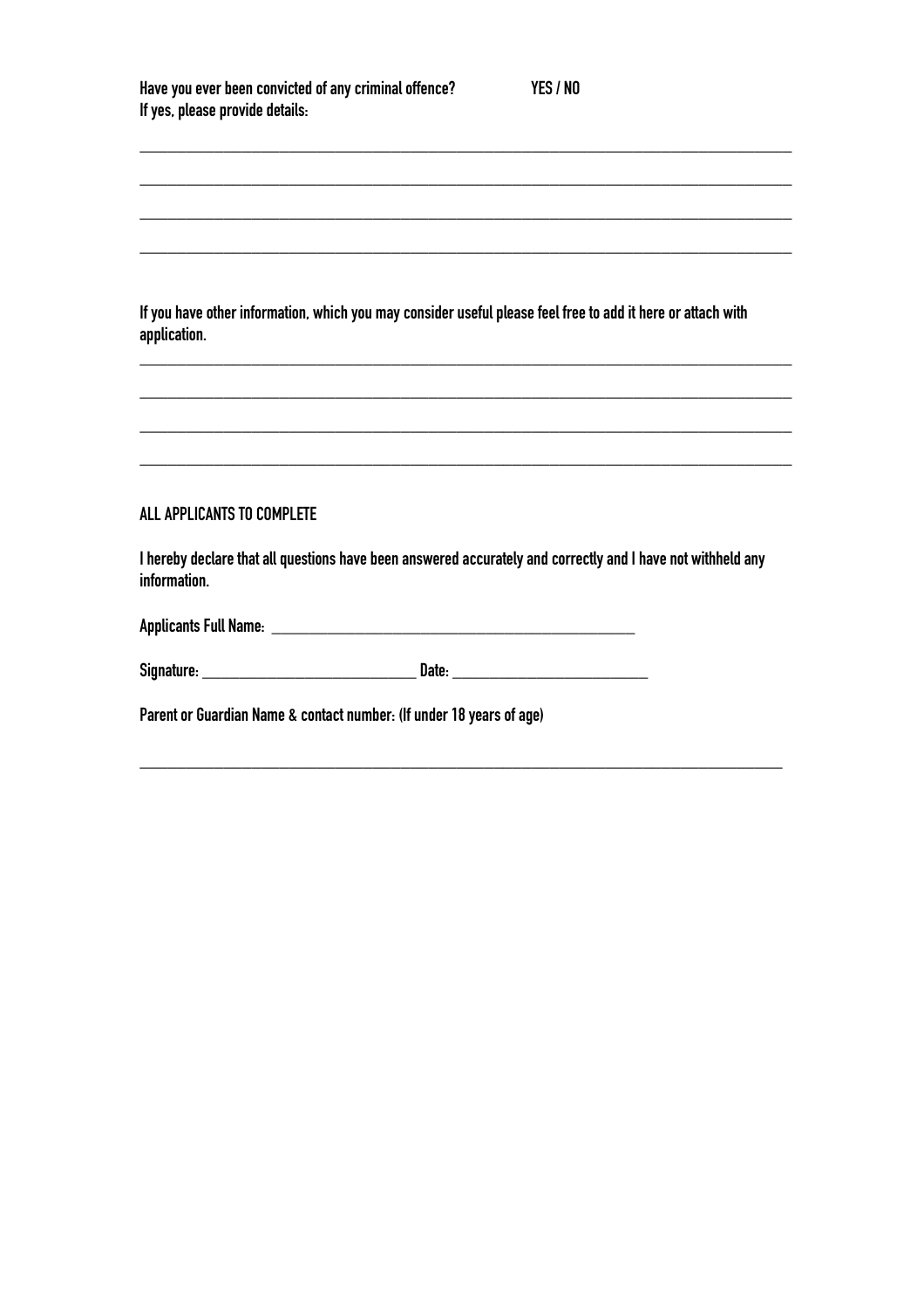**Have you ever been convicted of any criminal offence?** **YES / NO**
**If yes, please provide details:**

\_\_\_\_\_\_\_\_\_\_\_\_\_\_\_\_\_\_\_\_\_\_\_\_\_\_\_\_\_\_\_\_\_\_\_\_\_\_\_\_\_\_\_\_\_\_\_\_\_\_\_\_\_\_\_\_\_\_\_\_\_\_\_\_\_\_\_\_\_\_\_\_\_\_\_\_

\_\_\_\_\_\_\_\_\_\_\_\_\_\_\_\_\_\_\_\_\_\_\_\_\_\_\_\_\_\_\_\_\_\_\_\_\_\_\_\_\_\_\_\_\_\_\_\_\_\_\_\_\_\_\_\_\_\_\_\_\_\_\_\_\_\_\_\_\_\_\_\_\_\_\_\_

\_\_\_\_\_\_\_\_\_\_\_\_\_\_\_\_\_\_\_\_\_\_\_\_\_\_\_\_\_\_\_\_\_\_\_\_\_\_\_\_\_\_\_\_\_\_\_\_\_\_\_\_\_\_\_\_\_\_\_\_\_\_\_\_\_\_\_\_\_\_\_\_\_\_\_\_

\_\_\_\_\_\_\_\_\_\_\_\_\_\_\_\_\_\_\_\_\_\_\_\_\_\_\_\_\_\_\_\_\_\_\_\_\_\_\_\_\_\_\_\_\_\_\_\_\_\_\_\_\_\_\_\_\_\_\_\_\_\_\_\_\_\_\_\_\_\_\_\_\_\_\_\_

**If you have other information, which you may consider useful please feel free to add it here or attach with application.**

\_\_\_\_\_\_\_\_\_\_\_\_\_\_\_\_\_\_\_\_\_\_\_\_\_\_\_\_\_\_\_\_\_\_\_\_\_\_\_\_\_\_\_\_\_\_\_\_\_\_\_\_\_\_\_\_\_\_\_\_\_\_\_\_\_\_\_\_\_\_\_\_\_\_\_\_

\_\_\_\_\_\_\_\_\_\_\_\_\_\_\_\_\_\_\_\_\_\_\_\_\_\_\_\_\_\_\_\_\_\_\_\_\_\_\_\_\_\_\_\_\_\_\_\_\_\_\_\_\_\_\_\_\_\_\_\_\_\_\_\_\_\_\_\_\_\_\_\_\_\_\_\_

\_\_\_\_\_\_\_\_\_\_\_\_\_\_\_\_\_\_\_\_\_\_\_\_\_\_\_\_\_\_\_\_\_\_\_\_\_\_\_\_\_\_\_\_\_\_\_\_\_\_\_\_\_\_\_\_\_\_\_\_\_\_\_\_\_\_\_\_\_\_\_\_\_\_\_\_

\_\_\_\_\_\_\_\_\_\_\_\_\_\_\_\_\_\_\_\_\_\_\_\_\_\_\_\_\_\_\_\_\_\_\_\_\_\_\_\_\_\_\_\_\_\_\_\_\_\_\_\_\_\_\_\_\_\_\_\_\_\_\_\_\_\_\_\_\_\_\_\_\_\_\_\_

**ALL APPLICANTS TO COMPLETE**

**I hereby declare that all questions have been answered accurately and correctly and I have not withheld any information.**

**Applicants Full Name:** \_\_\_\_\_\_\_\_\_\_\_\_\_\_\_\_\_\_\_\_\_\_\_\_\_\_\_\_\_\_\_\_\_\_\_\_\_\_\_\_\_\_\_\_\_\_

**Signature:** \_\_\_\_\_\_\_\_\_\_\_\_\_\_\_\_\_\_\_\_\_\_\_\_\_\_\_ **Date:** \_\_\_\_\_\_\_\_\_\_\_\_\_\_\_\_\_\_\_\_\_\_\_\_\_

**Parent or Guardian Name & contact number: (If under 18 years of age)**

\_\_\_\_\_\_\_\_\_\_\_\_\_\_\_\_\_\_\_\_\_\_\_\_\_\_\_\_\_\_\_\_\_\_\_\_\_\_\_\_\_\_\_\_\_\_\_\_\_\_\_\_\_\_\_\_\_\_\_\_\_\_\_\_\_\_\_\_\_\_\_\_\_\_\_\_